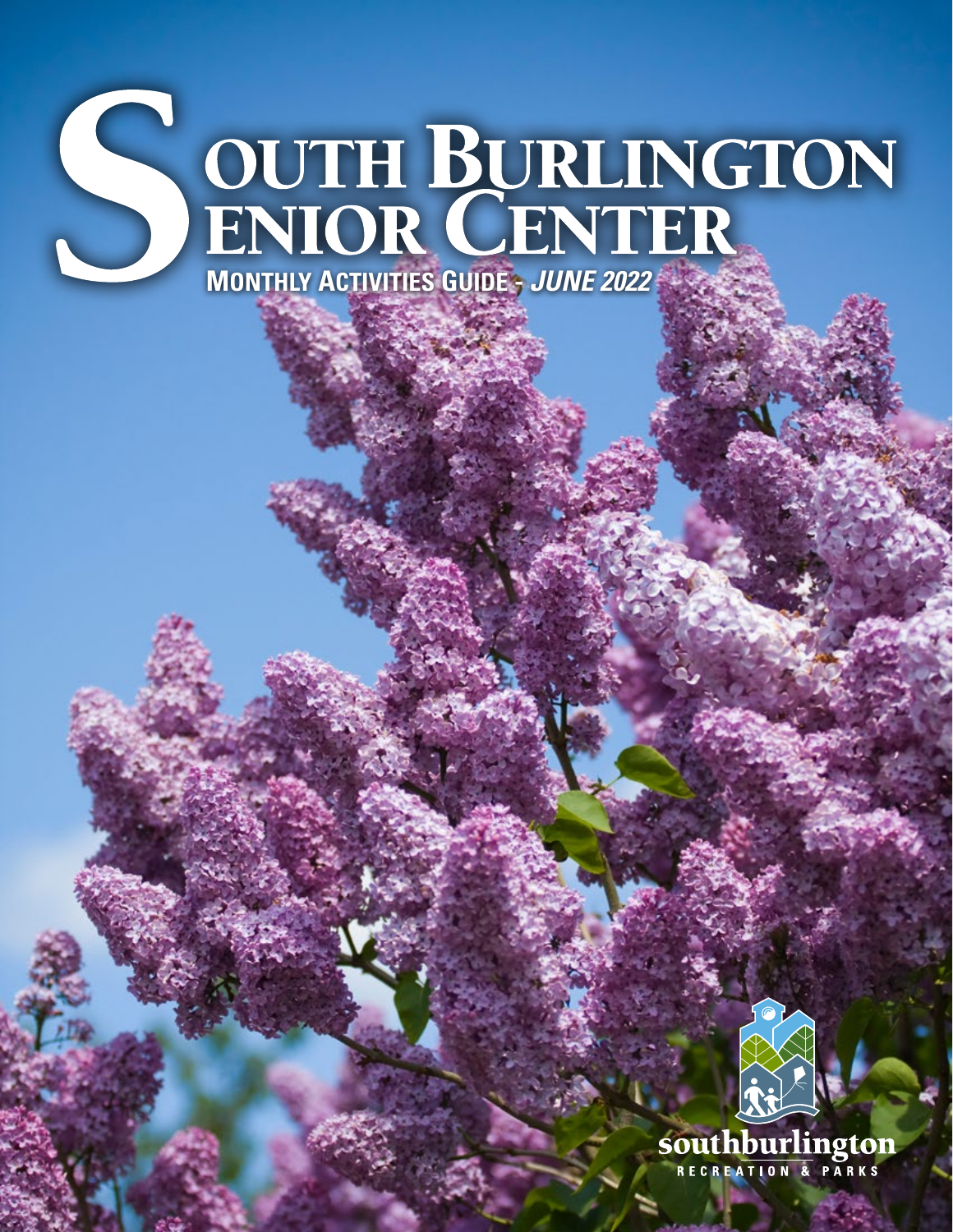# South Burlington Senior Center

**Monthly Activities Guide - *June 2022***

southburlington

RECREATION & PARKS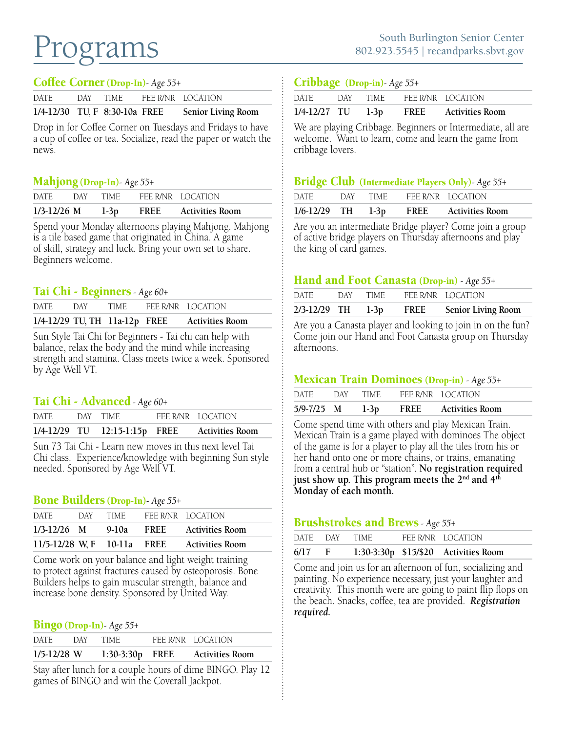# Programs

South Burlington Senior Center
802.923.5545 | recandparks.sbvt.gov

## Coffee Corner (Drop-In)- *Age 55+*

| DATE | DAY | TIME | FEE R/NR | LOCATION |
|---|---|---|---|---|
| 1/4-12/30 | TU, F | 8:30-10a | FREE | Senior Living Room |

Drop in for Coffee Corner on Tuesdays and Fridays to have a cup of coffee or tea. Socialize, read the paper or watch the news.

## Mahjong (Drop-In)- *Age 55+*

| DATE | DAY | TIME | FEE R/NR | LOCATION |
|---|---|---|---|---|
| 1/3-12/26 | M | 1-3p | FREE | Activities Room |

Spend your Monday afternoons playing Mahjong. Mahjong is a tile based game that originated in China. A game of skill, strategy and luck. Bring your own set to share. Beginners welcome.

## Tai Chi - Beginners - *Age 60+*

| DATE | DAY | TIME | FEE R/NR | LOCATION |
|---|---|---|---|---|
| 1/4-12/29 | TU, TH | 11a-12p | FREE | Activities Room |

Sun Style Tai Chi for Beginners - Tai chi can help with balance, relax the body and the mind while increasing strength and stamina. Class meets twice a week. Sponsored by Age Well VT.

## Tai Chi - Advanced - *Age 60+*

| DATE | DAY | TIME | FEE R/NR | LOCATION |
|---|---|---|---|---|
| 1/4-12/29 | TU | 12:15-1:15p | FREE | Activities Room |

Sun 73 Tai Chi - Learn new moves in this next level Tai Chi class. Experience/knowledge with beginning Sun style needed. Sponsored by Age Well VT.

## Bone Builders (Drop-In)- *Age 55+*

| DATE | DAY | TIME | FEE R/NR | LOCATION |
|---|---|---|---|---|
| 1/3-12/26 | M | 9-10a | FREE | Activities Room |
| 11/5-12/28 | W, F | 10-11a | FREE | Activities Room |

Come work on your balance and light weight training to protect against fractures caused by osteoporosis. Bone Builders helps to gain muscular strength, balance and increase bone density. Sponsored by United Way.

## Bingo (Drop-In)- *Age 55+*

| DATE | DAY | TIME | FEE R/NR | LOCATION |
|---|---|---|---|---|
| 1/5-12/28 | W | 1:30-3:30p | FREE | Activities Room |

Stay after lunch for a couple hours of dime BINGO. Play 12 games of BINGO and win the Coverall Jackpot.

## Cribbage (Drop-in)- *Age 55+*

| DATE | DAY | TIME | FEE R/NR | LOCATION |
|---|---|---|---|---|
| 1/4-12/27 | TU | 1-3p | FREE | Activities Room |

We are playing Cribbage. Beginners or Intermediate, all are welcome. Want to learn, come and learn the game from cribbage lovers.

## Bridge Club (Intermediate Players Only)- *Age 55+*

| DATE | DAY | TIME | FEE R/NR | LOCATION |
|---|---|---|---|---|
| 1/6-12/29 | TH | 1-3p | FREE | Activities Room |

Are you an intermediate Bridge player? Come join a group of active bridge players on Thursday afternoons and play the king of card games.

## Hand and Foot Canasta (Drop-in) - *Age 55+*

| DATE | DAY | TIME | FEE R/NR | LOCATION |
|---|---|---|---|---|
| 2/3-12/29 | TH | 1-3p | FREE | Senior Living Room |

Are you a Canasta player and looking to join in on the fun? Come join our Hand and Foot Canasta group on Thursday afternoons.

## Mexican Train Dominoes (Drop-in) - *Age 55+*

| DATE | DAY | TIME | FEE R/NR | LOCATION |
|---|---|---|---|---|
| 5/9-7/25 | M | 1-3p | FREE | Activities Room |

Come spend time with others and play Mexican Train. Mexican Train is a game played with dominoes The object of the game is for a player to play all the tiles from his or her hand onto one or more chains, or trains, emanating from a central hub or "station". **No registration required just show up. This program meets the 2nd and 4th Monday of each month.**

## Brushstrokes and Brews - *Age 55+*

| DATE | DAY | TIME | FEE R/NR | LOCATION |
|---|---|---|---|---|
| 6/17 | F | 1:30-3:30p | $15/$20 | Activities Room |

Come and join us for an afternoon of fun, socializing and painting. No experience necessary, just your laughter and creativity. This month were are going to paint flip flops on the beach. Snacks, coffee, tea are provided. ***Registration required.***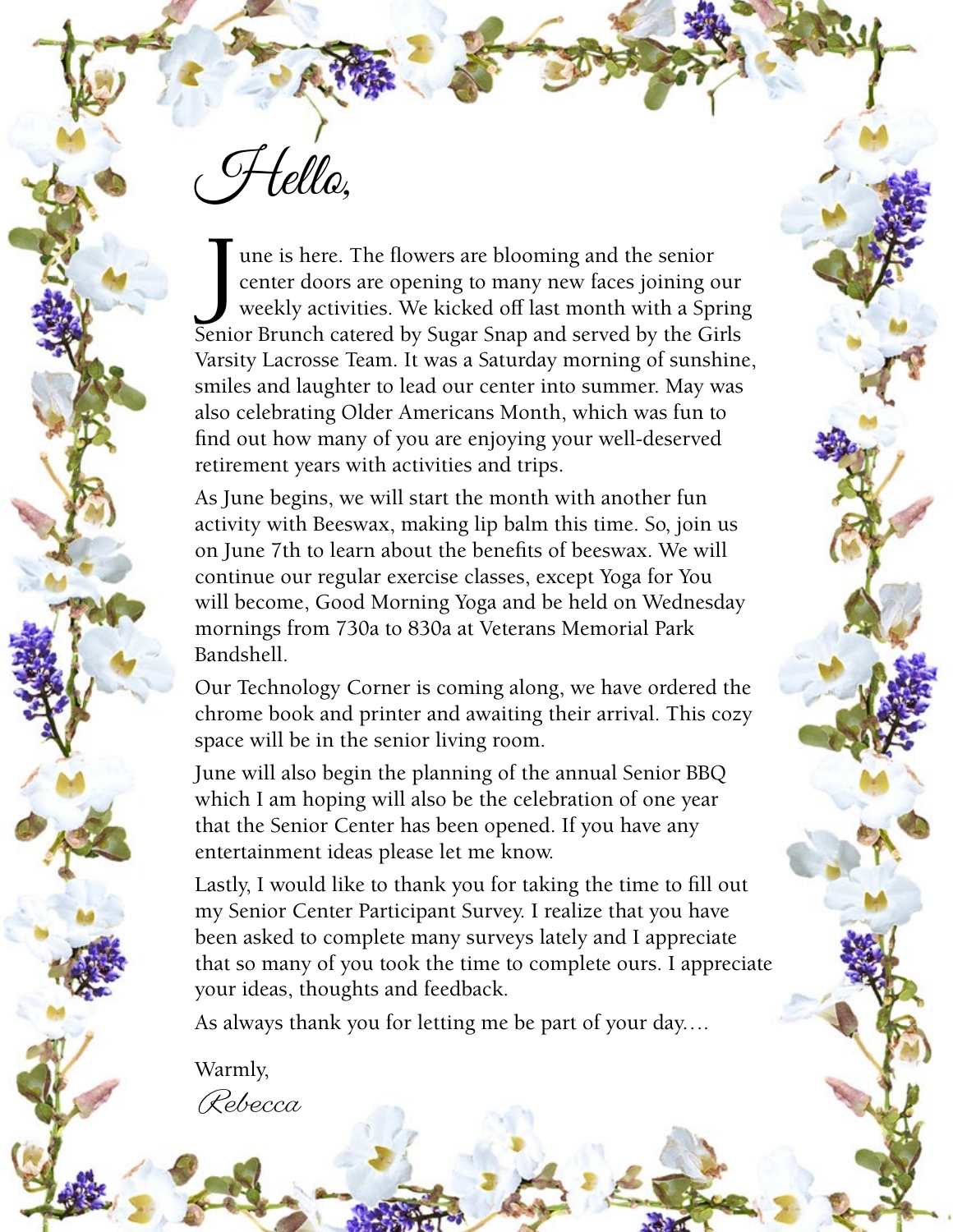# Hello,

June is here. The flowers are blooming and the senior center doors are opening to many new faces joining our weekly activities. We kicked off last month with a Spring Senior Brunch catered by Sugar Snap and served by the Girls Varsity Lacrosse Team. It was a Saturday morning of sunshine, smiles and laughter to lead our center into summer. May was also celebrating Older Americans Month, which was fun to find out how many of you are enjoying your well-deserved retirement years with activities and trips.

As June begins, we will start the month with another fun activity with Beeswax, making lip balm this time. So, join us on June 7th to learn about the benefits of beeswax. We will continue our regular exercise classes, except Yoga for You will become, Good Morning Yoga and be held on Wednesday mornings from 730a to 830a at Veterans Memorial Park Bandshell.

Our Technology Corner is coming along, we have ordered the chrome book and printer and awaiting their arrival. This cozy space will be in the senior living room.

June will also begin the planning of the annual Senior BBQ which I am hoping will also be the celebration of one year that the Senior Center has been opened. If you have any entertainment ideas please let me know.

Lastly, I would like to thank you for taking the time to fill out my Senior Center Participant Survey. I realize that you have been asked to complete many surveys lately and I appreciate that so many of you took the time to complete ours. I appreciate your ideas, thoughts and feedback.

As always thank you for letting me be part of your day….

Warmly,

*Rebecca*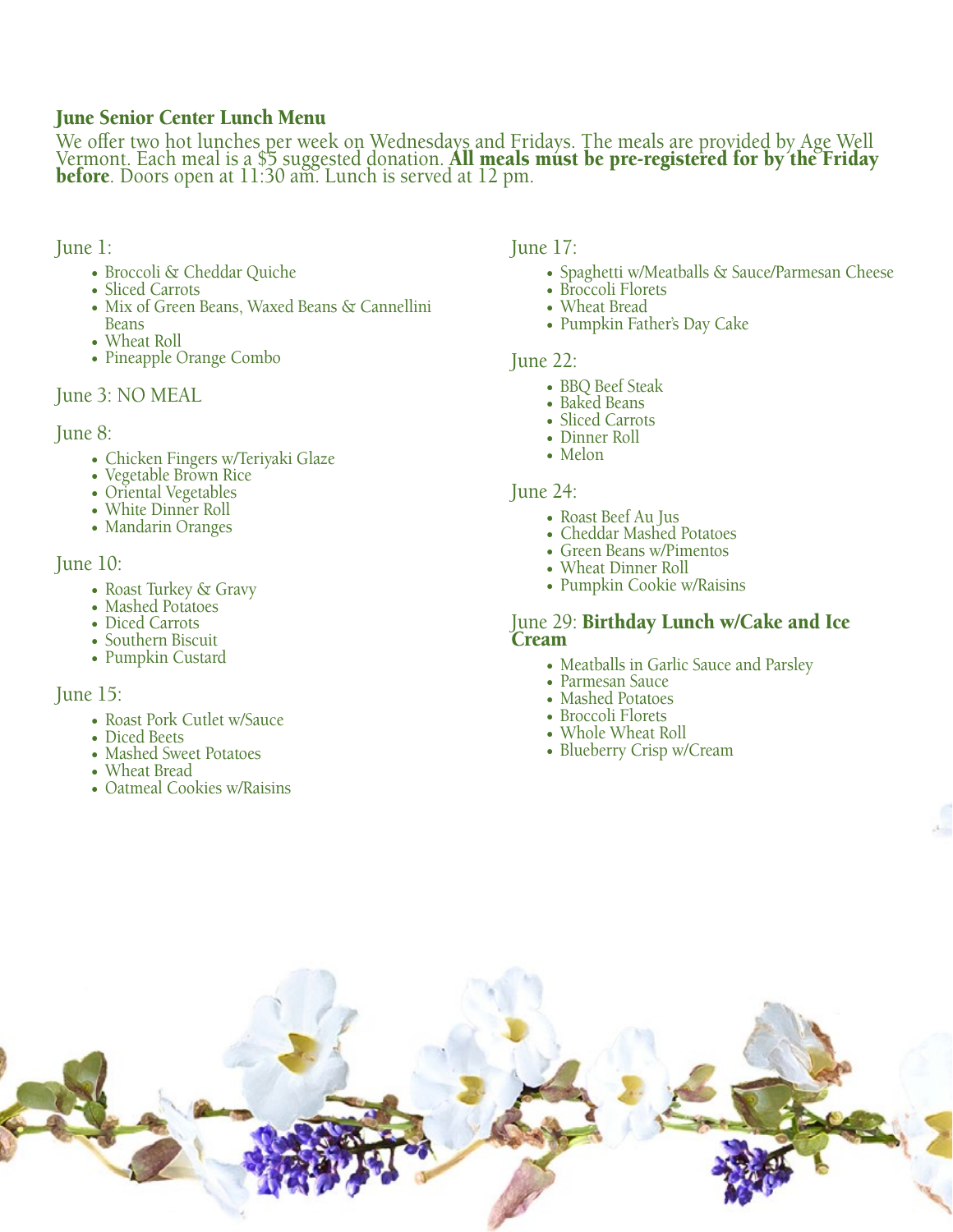## June Senior Center Lunch Menu

We offer two hot lunches per week on Wednesdays and Fridays. The meals are provided by Age Well Vermont. Each meal is a $5 suggested donation. **All meals must be pre-registered for by the Friday before**. Doors open at 11:30 am. Lunch is served at 12 pm.

June 1:

- Broccoli & Cheddar Quiche
- Sliced Carrots
- Mix of Green Beans, Waxed Beans & Cannellini Beans
- Wheat Roll
- Pineapple Orange Combo

June 3: NO MEAL

June 8:

- Chicken Fingers w/Teriyaki Glaze
- Vegetable Brown Rice
- Oriental Vegetables
- White Dinner Roll
- Mandarin Oranges

June 10:

- Roast Turkey & Gravy
- Mashed Potatoes
- Diced Carrots
- Southern Biscuit
- Pumpkin Custard

June 15:

- Roast Pork Cutlet w/Sauce
- Diced Beets
- Mashed Sweet Potatoes
- Wheat Bread
- Oatmeal Cookies w/Raisins

June 17:

- Spaghetti w/Meatballs & Sauce/Parmesan Cheese
- Broccoli Florets
- Wheat Bread
- Pumpkin Father's Day Cake

June 22:

- BBQ Beef Steak
- Baked Beans
- Sliced Carrots
- Dinner Roll
- Melon

June 24:

- Roast Beef Au Jus
- Cheddar Mashed Potatoes
- Green Beans w/Pimentos
- Wheat Dinner Roll
- Pumpkin Cookie w/Raisins

June 29: **Birthday Lunch w/Cake and Ice Cream**

- Meatballs in Garlic Sauce and Parsley
- Parmesan Sauce
- Mashed Potatoes
- Broccoli Florets
- Whole Wheat Roll
- Blueberry Crisp w/Cream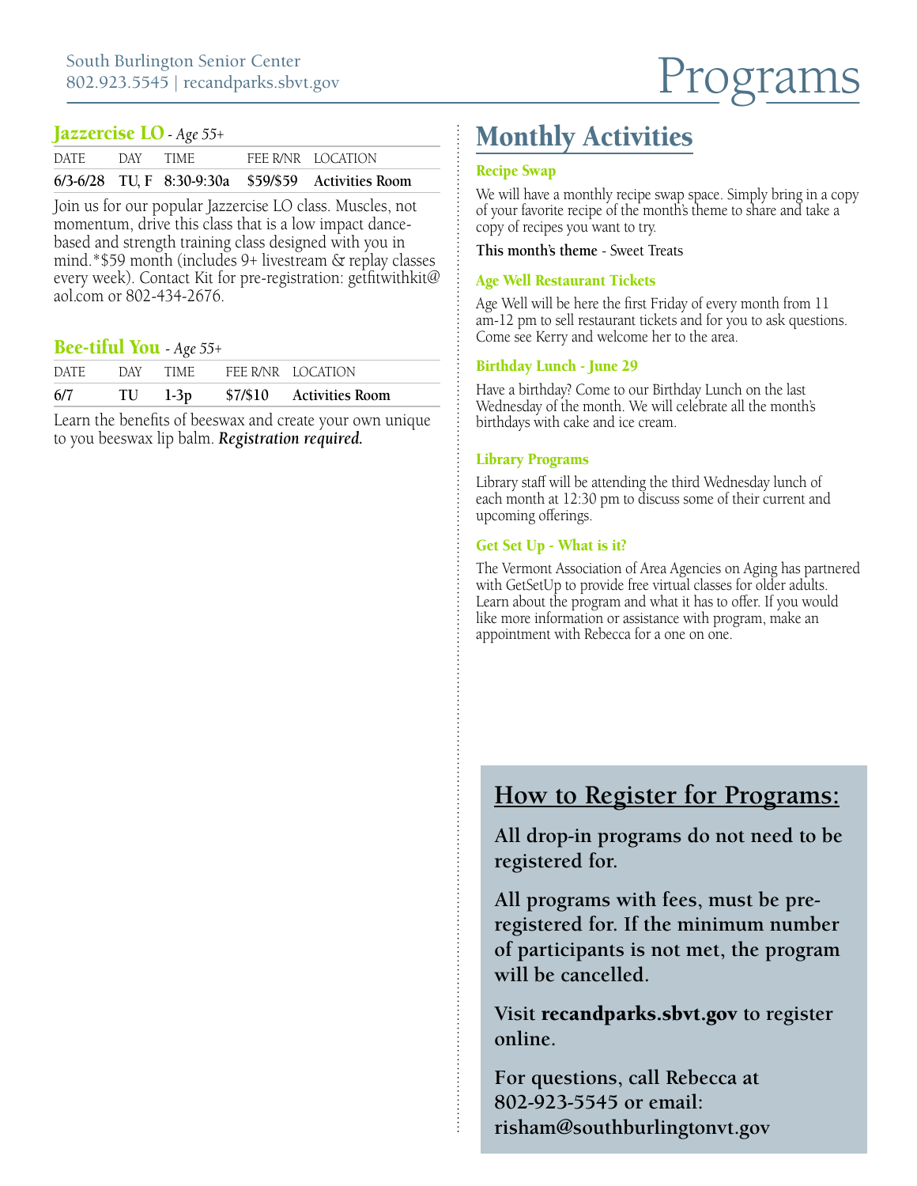# Programs

## Jazzercise LO - *Age 55+*

| DATE | DAY | TIME | FEE R/NR | LOCATION |
|---|---|---|---|---|
| 6/3-6/28 | TU, F | 8:30-9:30a | $59/$59 | Activities Room |

Join us for our popular Jazzercise LO class. Muscles, not momentum, drive this class that is a low impact dance-based and strength training class designed with you in mind.*$59 month (includes 9+ livestream & replay classes every week). Contact Kit for pre-registration: getfitwithkit@aol.com or 802-434-2676.

## Bee-tiful You - *Age 55+*

| DATE | DAY | TIME | FEE R/NR | LOCATION |
|---|---|---|---|---|
| 6/7 | TU | 1-3p | $7/$10 | Activities Room |

Learn the benefits of beeswax and create your own unique to you beeswax lip balm. ***Registration required.***

## Monthly Activities

### Recipe Swap

We will have a monthly recipe swap space. Simply bring in a copy of your favorite recipe of the month's theme to share and take a copy of recipes you want to try.

**This month's theme** - Sweet Treats

### Age Well Restaurant Tickets

Age Well will be here the first Friday of every month from 11 am-12 pm to sell restaurant tickets and for you to ask questions. Come see Kerry and welcome her to the area.

### Birthday Lunch - June 29

Have a birthday? Come to our Birthday Lunch on the last Wednesday of the month. We will celebrate all the month's birthdays with cake and ice cream.

### Library Programs

Library staff will be attending the third Wednesday lunch of each month at 12:30 pm to discuss some of their current and upcoming offerings.

### Get Set Up - What is it?

The Vermont Association of Area Agencies on Aging has partnered with GetSetUp to provide free virtual classes for older adults. Learn about the program and what it has to offer. If you would like more information or assistance with program, make an appointment with Rebecca for a one on one.

## How to Register for Programs:

**All drop-in programs do not need to be registered for.**

**All programs with fees, must be pre-registered for. If the minimum number of participants is not met, the program will be cancelled.**

**Visit recandparks.sbvt.gov to register online.**

**For questions, call Rebecca at 802-923-5545 or email: risham@southburlingtonvt.gov**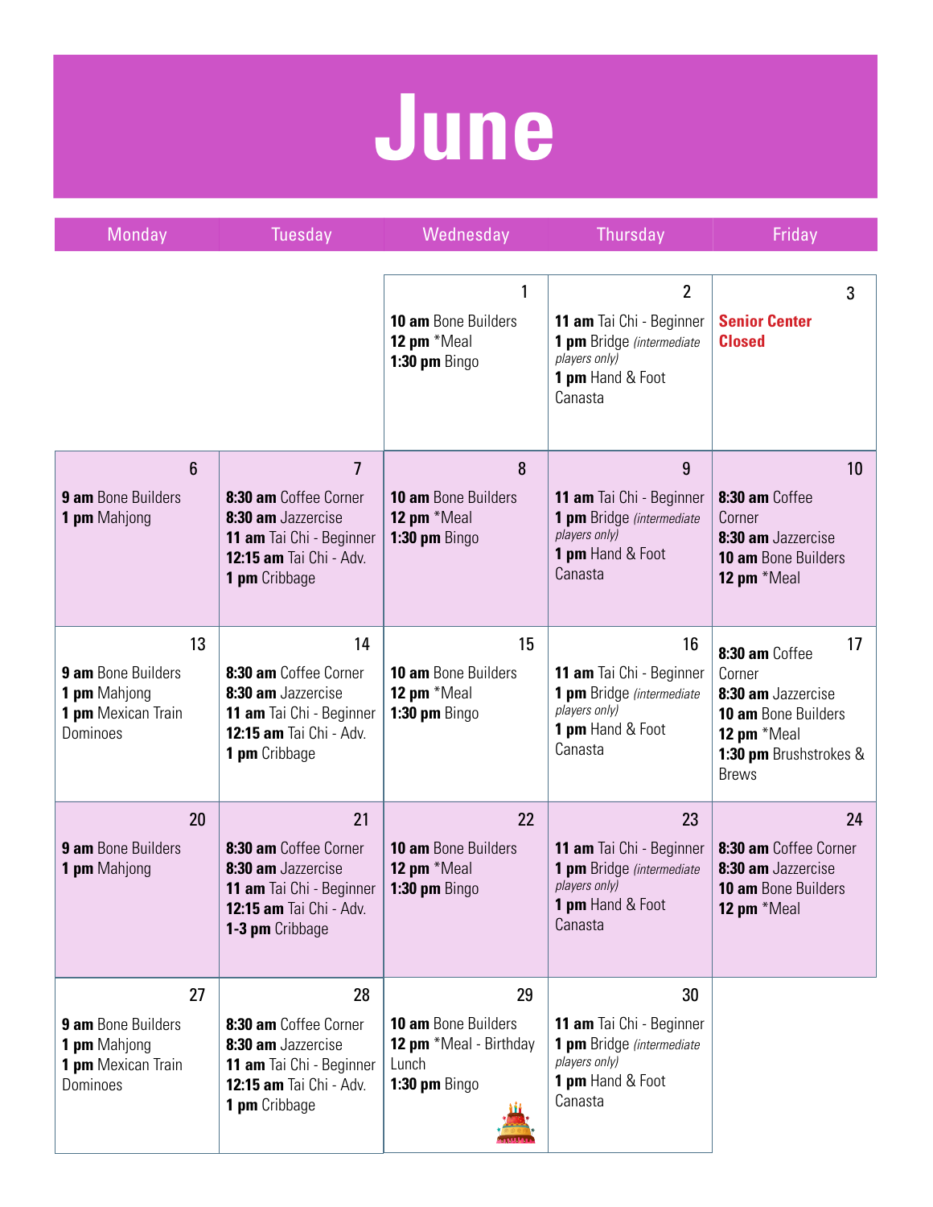# June

| Monday | Tuesday | Wednesday | Thursday | Friday |
|---|---|---|---|---|
| | | 1<br>**10 am** Bone Builders<br>**12 pm** *Meal<br>**1:30 pm** Bingo | 2<br>**11 am** Tai Chi - Beginner<br>**1 pm** Bridge *(intermediate players only)*<br>**1 pm** Hand & Foot Canasta | 3<br>**Senior Center Closed** |
| 6<br>**9 am** Bone Builders<br>**1 pm** Mahjong | 7<br>**8:30 am** Coffee Corner<br>**8:30 am** Jazzercise<br>**11 am** Tai Chi - Beginner<br>**12:15 am** Tai Chi - Adv.<br>**1 pm** Cribbage | 8<br>**10 am** Bone Builders<br>**12 pm** *Meal<br>**1:30 pm** Bingo | 9<br>**11 am** Tai Chi - Beginner<br>**1 pm** Bridge *(intermediate players only)*<br>**1 pm** Hand & Foot Canasta | 10<br>**8:30 am** Coffee Corner<br>**8:30 am** Jazzercise<br>**10 am** Bone Builders<br>**12 pm** *Meal |
| 13<br>**9 am** Bone Builders<br>**1 pm** Mahjong<br>**1 pm** Mexican Train Dominoes | 14<br>**8:30 am** Coffee Corner<br>**8:30 am** Jazzercise<br>**11 am** Tai Chi - Beginner<br>**12:15 am** Tai Chi - Adv.<br>**1 pm** Cribbage | 15<br>**10 am** Bone Builders<br>**12 pm** *Meal<br>**1:30 pm** Bingo | 16<br>**11 am** Tai Chi - Beginner<br>**1 pm** Bridge *(intermediate players only)*<br>**1 pm** Hand & Foot Canasta | 17<br>**8:30 am** Coffee Corner<br>**8:30 am** Jazzercise<br>**10 am** Bone Builders<br>**12 pm** *Meal<br>**1:30 pm** Brushstrokes & Brews |
| 20<br>**9 am** Bone Builders<br>**1 pm** Mahjong | 21<br>**8:30 am** Coffee Corner<br>**8:30 am** Jazzercise<br>**11 am** Tai Chi - Beginner<br>**12:15 am** Tai Chi - Adv.<br>**1-3 pm** Cribbage | 22<br>**10 am** Bone Builders<br>**12 pm** *Meal<br>**1:30 pm** Bingo | 23<br>**11 am** Tai Chi - Beginner<br>**1 pm** Bridge *(intermediate players only)*<br>**1 pm** Hand & Foot Canasta | 24<br>**8:30 am** Coffee Corner<br>**8:30 am** Jazzercise<br>**10 am** Bone Builders<br>**12 pm** *Meal |
| 27<br>**9 am** Bone Builders<br>**1 pm** Mahjong<br>**1 pm** Mexican Train Dominoes | 28<br>**8:30 am** Coffee Corner<br>**8:30 am** Jazzercise<br>**11 am** Tai Chi - Beginner<br>**12:15 am** Tai Chi - Adv.<br>**1 pm** Cribbage | 29<br>**10 am** Bone Builders<br>**12 pm** *Meal - Birthday Lunch<br>**1:30 pm** Bingo | 30<br>**11 am** Tai Chi - Beginner<br>**1 pm** Bridge *(intermediate players only)*<br>**1 pm** Hand & Foot Canasta | |